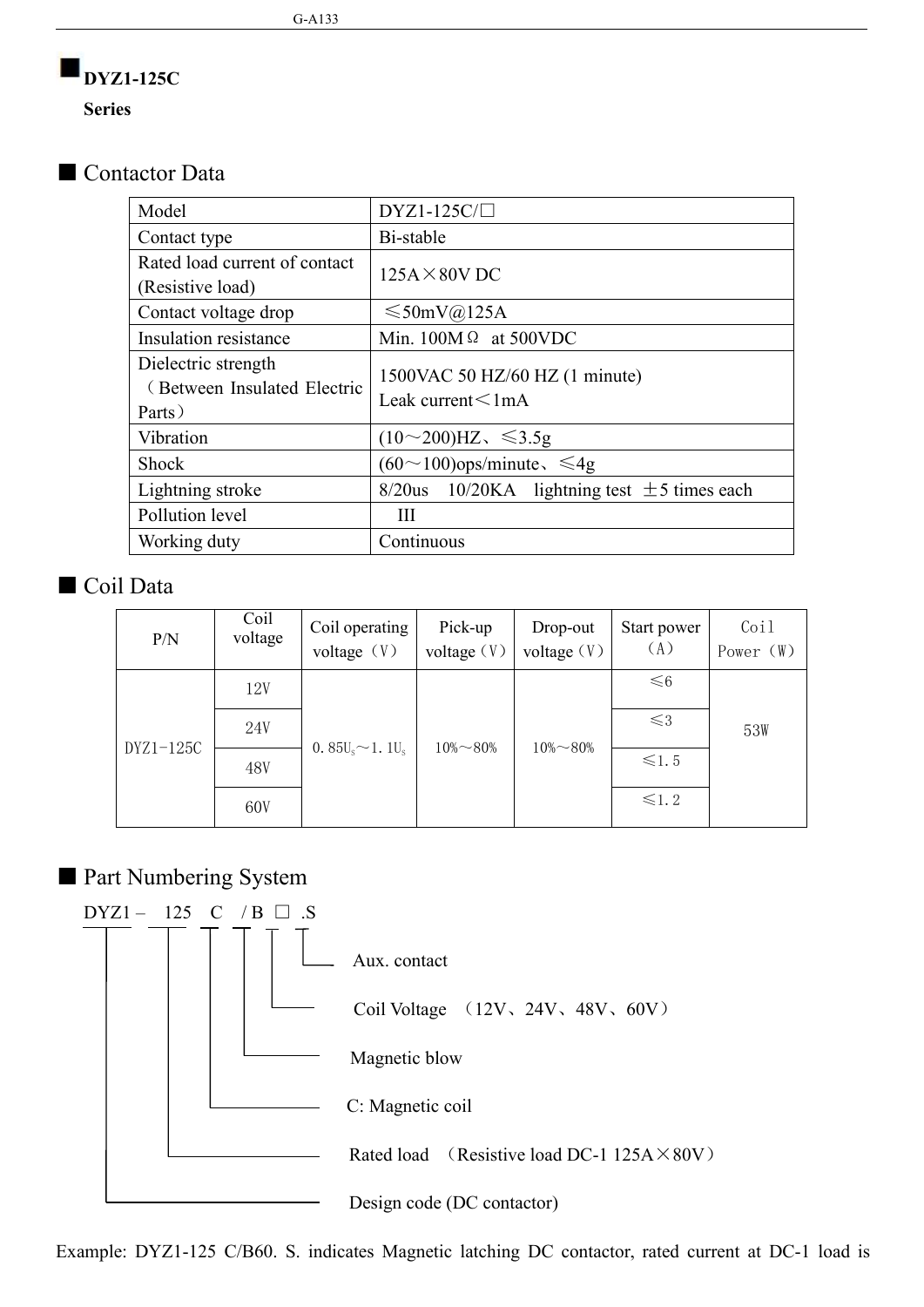## DYZ1-125C Series

### ■ Contactor Data

| Model | DYZ1-125C/□ |
|---|---|
| Contact type | Bi-stable |
| Rated load current of contact (Resistive load) | 125A×80V DC |
| Contact voltage drop | ≤50mV@125A |
| Insulation resistance | Min. 100MΩ at 500VDC |
| Dielectric strength （Between Insulated Electric Parts） | 1500VAC 50 HZ/60 HZ (1 minute)<br>Leak current＜1mA |
| Vibration | (10～200)HZ、≤3.5g |
| Shock | (60～100)ops/minute、≤4g |
| Lightning stroke | 8/20us 10/20KA lightning test ±5 times each |
| Pollution level | III |
| Working duty | Continuous |

### ■ Coil Data

| P/N | Coil voltage | Coil operating voltage（V） | Pick-up voltage（V） | Drop-out voltage（V） | Start power（A） | Coil Power（W） |
|---|---|---|---|---|---|---|
| DYZ1-125C | 12V | $0.85U_s \sim 1.1U_s$ | 10%～80% | 10%～80% | ≤6 | 53W |
| | 24V | | | | ≤3 | |
| | 48V | | | | ≤1.5 | |
| | 60V | | | | ≤1.2 | |

### ■ Part Numbering System

DYZ1 – 125 C / B □ .S

- .S — Aux. contact
- □ — Coil Voltage （12V、24V、48V、60V）
- B — Magnetic blow
- C — C: Magnetic coil
- 125 — Rated load （Resistive load DC-1 125A×80V）
- DYZ1 — Design code (DC contactor)

Example: DYZ1-125 C/B60. S. indicates Magnetic latching DC contactor, rated current at DC-1 load is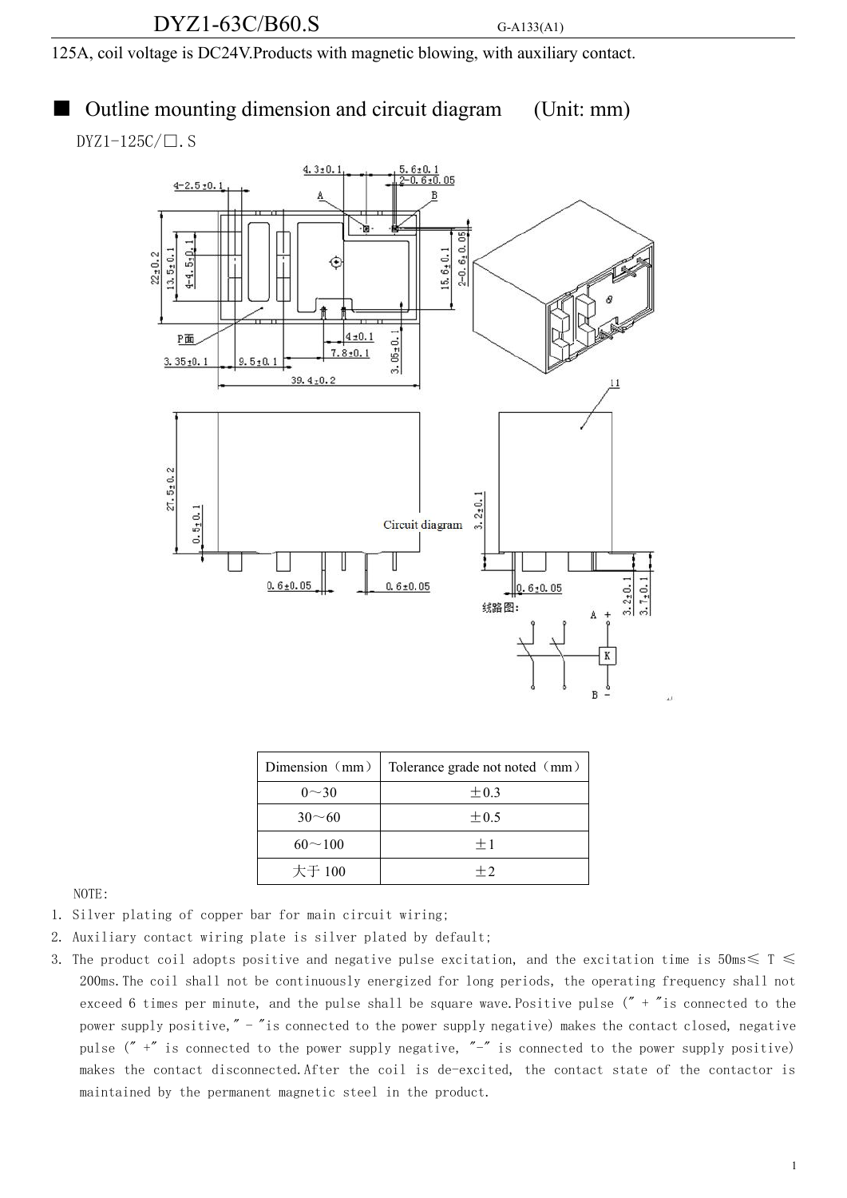DYZ1-63C/B60.S G-A133(A1)

125A, coil voltage is DC24V.Products with magnetic blowing, with auxiliary contact.

## ■ Outline mounting dimension and circuit diagram (Unit: mm)

DYZ1-125C/□.S

4-2.5±0.1
4.3±0.1
5.6±0.1
2-0.6±0.05
A
B
22±0.2
13.5±0.1
4-4.5±0.1
15.6±0.1
2-0.6±0.05
P面
4±0.1
7.8±0.1
3.05±0.1
3.35±0.1
9.5±0.1
39.4±0.2
11
27.5±0.2
0.5±0.1
Circuit diagram
3.2±0.1
0.6±0.05
0.6±0.05
0.6±0.05
3.2±0.1
3.7±0.1
线路图:
A +
K
B -

| Dimension（mm） | Tolerance grade not noted（mm） |
|---|---|
| 0～30 | ±0.3 |
| 30～60 | ±0.5 |
| 60～100 | ±1 |
| 大于 100 | ±2 |

NOTE:

1. Silver plating of copper bar for main circuit wiring;
2. Auxiliary contact wiring plate is silver plated by default;
3. The product coil adopts positive and negative pulse excitation, and the excitation time is 50ms≤ T ≤ 200ms.The coil shall not be continuously energized for long periods, the operating frequency shall not exceed 6 times per minute, and the pulse shall be square wave.Positive pulse (" + "is connected to the power supply positive," - "is connected to the power supply negative) makes the contact closed, negative pulse (" +" is connected to the power supply negative, "-" is connected to the power supply positive) makes the contact disconnected.After the coil is de-excited, the contact state of the contactor is maintained by the permanent magnetic steel in the product.